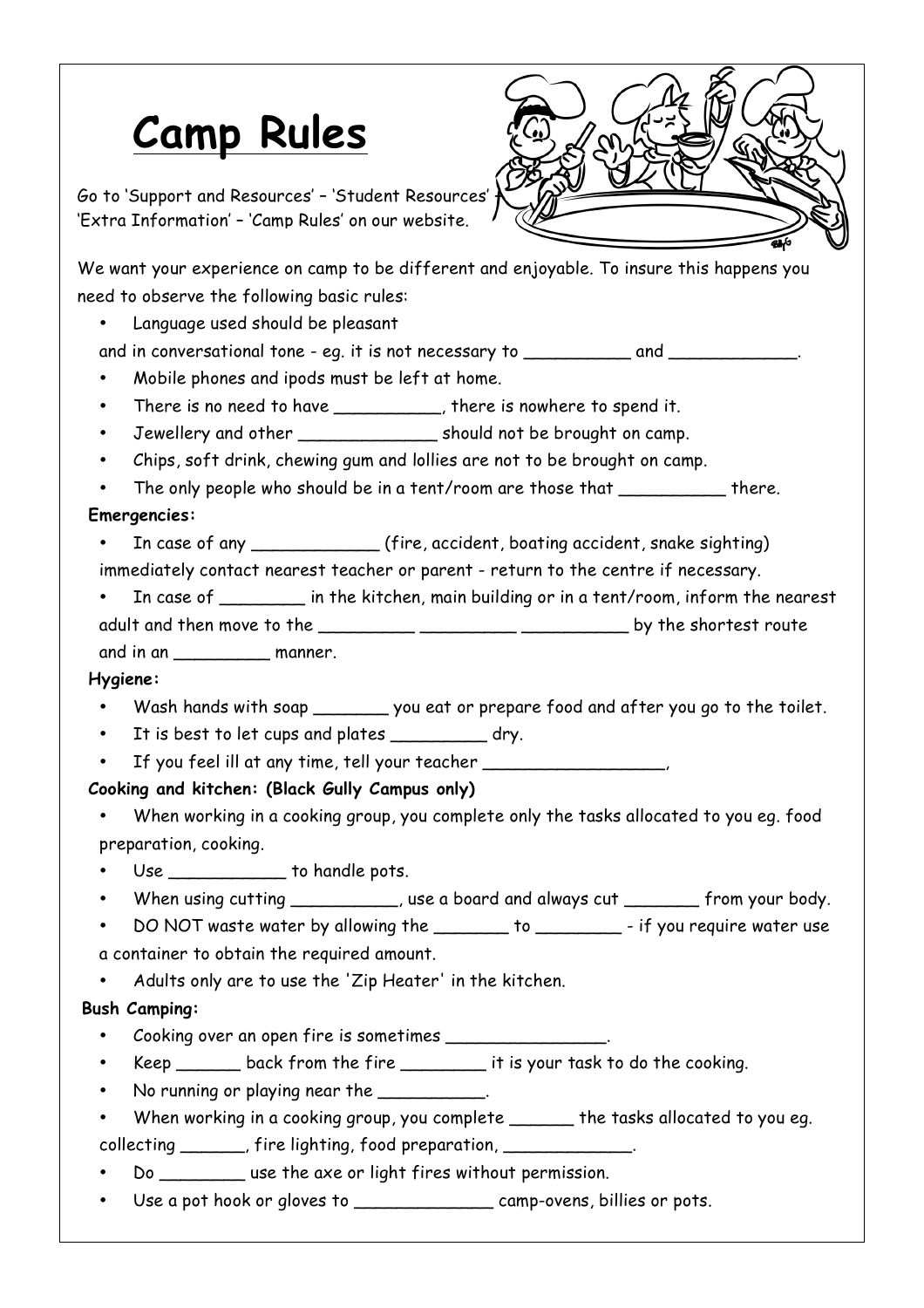# Camp Rules

Go to 'Support and Resources' – 'Student Resources' – 'Extra Information' – 'Camp Rules' on our website.

We want your experience on camp to be different and enjoyable. To insure this happens you need to observe the following basic rules:

- Language used should be pleasant and in conversational tone - eg. it is not necessary to __________ and ____________.
- Mobile phones and ipods must be left at home.
- There is no need to have __________, there is nowhere to spend it.
- Jewellery and other _____________ should not be brought on camp.
- Chips, soft drink, chewing gum and lollies are not to be brought on camp.
- The only people who should be in a tent/room are those that __________ there.

**Emergencies:**

- In case of any ____________ (fire, accident, boating accident, snake sighting) immediately contact nearest teacher or parent - return to the centre if necessary.
- In case of ________ in the kitchen, main building or in a tent/room, inform the nearest adult and then move to the _________ _________ __________ by the shortest route and in an _________ manner.

**Hygiene:**

- Wash hands with soap _______ you eat or prepare food and after you go to the toilet.
- It is best to let cups and plates _________ dry.
- If you feel ill at any time, tell your teacher _________________,

**Cooking and kitchen: (Black Gully Campus only)**

- When working in a cooking group, you complete only the tasks allocated to you eg. food preparation, cooking.
- Use ___________ to handle pots.
- When using cutting __________, use a board and always cut _______ from your body.
- DO NOT waste water by allowing the _______ to ________ - if you require water use a container to obtain the required amount.
- Adults only are to use the 'Zip Heater' in the kitchen.

**Bush Camping:**

- Cooking over an open fire is sometimes _______________.
- Keep ______ back from the fire ________ it is your task to do the cooking.
- No running or playing near the __________.
- When working in a cooking group, you complete ______ the tasks allocated to you eg. collecting ______, fire lighting, food preparation, ____________.
- Do ________ use the axe or light fires without permission.
- Use a pot hook or gloves to _____________ camp-ovens, billies or pots.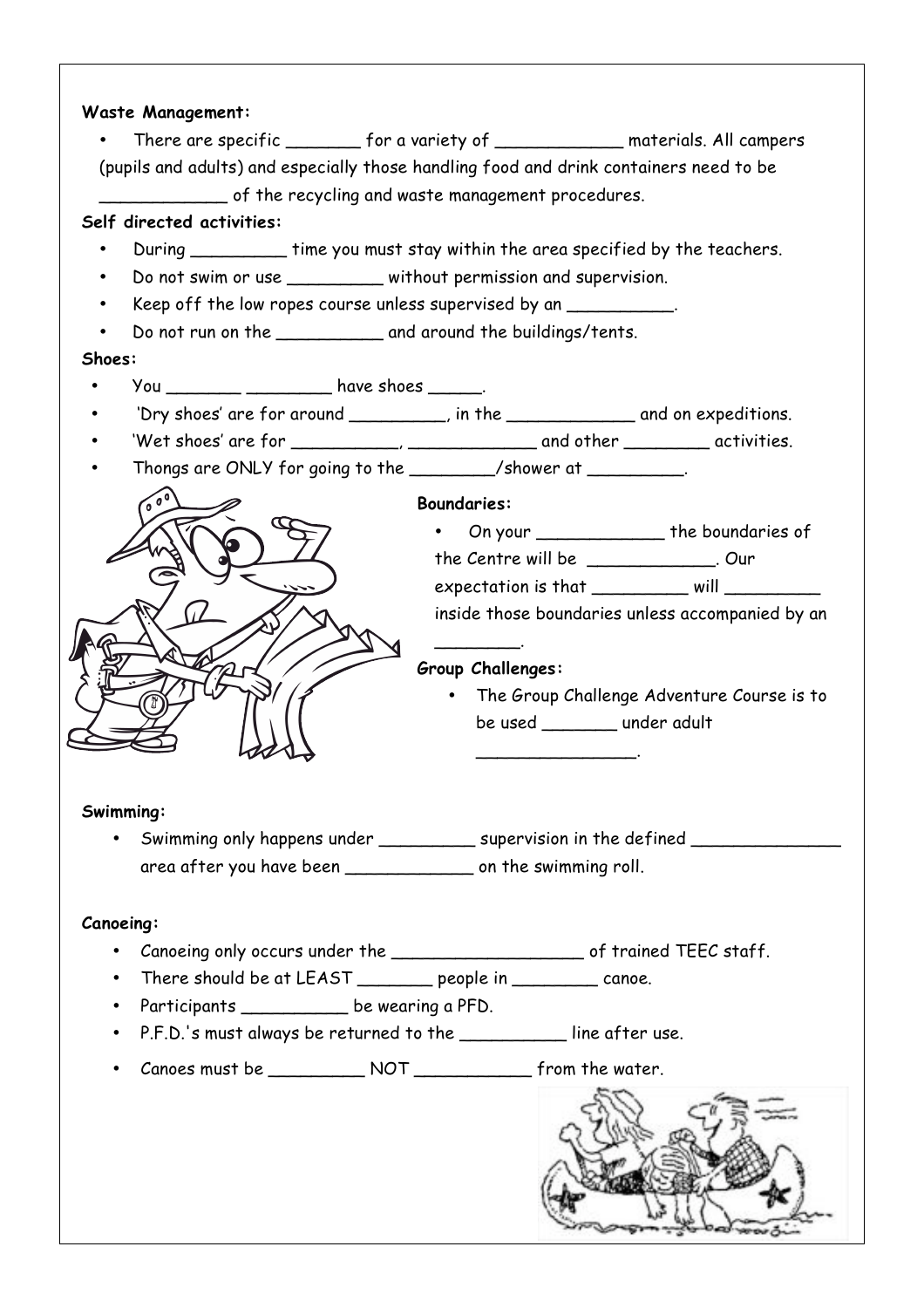**Waste Management:**

- There are specific _______ for a variety of ____________ materials. All campers (pupils and adults) and especially those handling food and drink containers need to be ____________ of the recycling and waste management procedures.

**Self directed activities:**

- During _________ time you must stay within the area specified by the teachers.
- Do not swim or use _________ without permission and supervision.
- Keep off the low ropes course unless supervised by an __________.
- Do not run on the __________ and around the buildings/tents.

**Shoes:**

- You _______ ________ have shoes _____.
- 'Dry shoes' are for around _________, in the ____________ and on expeditions.
- 'Wet shoes' are for __________, ____________ and other ________ activities.
- Thongs are ONLY for going to the ________/shower at _________.

**Boundaries:**

- On your ____________ the boundaries of the Centre will be ____________. Our expectation is that _________ will _________ inside those boundaries unless accompanied by an ________.

**Group Challenges:**

- The Group Challenge Adventure Course is to be used _______ under adult ________________.

**Swimming:**

- Swimming only happens under _________ supervision in the defined ______________ area after you have been ____________ on the swimming roll.

**Canoeing:**

- Canoeing only occurs under the __________________ of trained TEEC staff.
- There should be at LEAST _______ people in ________ canoe.
- Participants __________ be wearing a PFD.
- P.F.D.'s must always be returned to the __________ line after use.
- Canoes must be _________ NOT ___________ from the water.